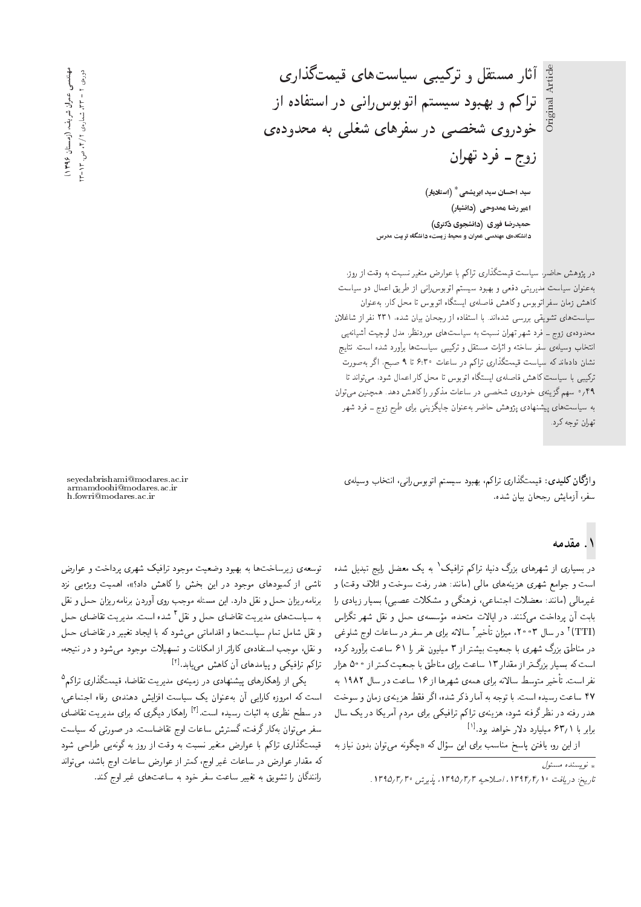Original Article

# آثار مستقل و ترکیبی سیاست‌های قیمت‌گذاری تراکم و بهبود سیستم اتوبوس‌رانی در استفاده از خودروی شخصی در سفرهای شغلی به محدوده‌ی زوج ـ فرد تهران

**سید احسان سید ابریشمی** * **(استادیار)**
**امیررضا ممدوحی (دانشیار)**
**حمیدرضا فوری (دانشجوی دکتری)**
**دانشکده‌ی مهندسی عمران و محیط زیست، دانشگاه تربیت مدرس**

در پژوهش حاضر، سیاست قیمت‌گذاری تراکم با عوارض متغیر نسبت به وقت از روز، به‌عنوان سیاست مدیریتی دفعی و بهبود سیستم اتوبوس‌رانی از طریق اعمال دو سیاست کاهش زمان سفر اتوبوس و کاهش فاصله‌ی ایستگاه اتوبوس تا محل کار، به‌عنوان سیاست‌های تشویقی بررسی شده‌اند. با استفاده از رجحان بیان شده، ۲۳۱ نفر از شاغلان محدوده‌ی زوج ـ فرد شهر تهران نسبت به سیاست‌های موردنظر، مدل لوجیت آشیانه‌یی انتخاب وسیله‌ی سفر ساخته و اثرات مستقل و ترکیبی سیاست‌ها برآورد شده است. نتایج نشان داده‌اند که سیاست قیمت‌گذاری تراکم در ساعات ۶:۳۰ تا ۹ صبح، اگر به‌صورت ترکیبی با سیاست کاهش فاصله‌ی ایستگاه اتوبوس تا محل کار اعمال شود، می‌تواند تا ۰٫۴۹ سهم گزینه‌ی خودروی شخصی در ساعات مذکور را کاهش دهد. همچنین می‌توان به سیاست‌های پیشنهادی پژوهش حاضر به‌عنوان جایگزینی برای طرح زوج ـ فرد شهر تهران توجه کرد.

**واژگان کلیدی:** قیمت‌گذاری تراکم، بهبود سیستم اتوبوس‌رانی، انتخاب وسیله‌ی سفر، آزمایش رجحان بیان شده.

seyedabrishami@modares.ac.ir
armamdoohi@modares.ac.ir
h.fowri@modares.ac.ir

## ۱. مقدمه

در بسیاری از شهرهای بزرگ دنیا، تراکم ترافیک[1] به یک معضل رایج تبدیل شده است و جوامع شهری هزینه‌های مالی (مانند: هدر رفت سوخت و اتلاف وقت) و غیرمالی (مانند: معضلات اجتماعی، فرهنگی و مشکلات عصبی) بسیار زیادی را بابت آن پرداخت می‌کنند. در ایالات متحده، مؤسسه‌ی حمل و نقل شهر تگزاس (TTI)[2] در سال ۲۰۰۳، میزان تأخیر[3] سالانه برای هر سفر در ساعات اوج شلوغی در مناطق بزرگ شهری با جمعیت بیشتر از ۳ میلیون نفر را ۶۱ ساعت برآورد کرده است که بسیار بزرگ‌تر از مقدار ۱۳ ساعت برای مناطق با جمعیت کمتر از ۵۰۰ هزار نفر است. تأخیر متوسط سالانه برای همه‌ی شهرها از ۱۶ ساعت در سال ۱۹۸۲ به ۴۷ ساعت رسیده است. با توجه به آمار ذکر شده، اگر فقط هزینه‌ی زمان و سوخت هدر رفته در نظر گرفته شود، هزینه‌ی تراکم ترافیکی برای مردم آمریکا در یک سال برابر با ۶۳٫۱ میلیارد دلار خواهد بود.[1]

از این رو، یافتن پاسخ مناسب برای این سؤال که «چگونه می‌توان بدون نیاز به توسعه‌ی زیرساخت‌ها به بهبود وضعیت موجود ترافیک شهری پرداخت و عوارض ناشی از کمبودهای موجود در این بخش را کاهش داد؟»، اهمیت ویژه‌یی نزد برنامه‌ریزان حمل و نقل دارد. این مسئله موجب روی آوردن برنامه‌ریزان حمل و نقل به سیاست‌های مدیریت تقاضای حمل و نقل[4] شده است. مدیریت تقاضای حمل و نقل شامل تمام سیاست‌ها و اقداماتی می‌شود که با ایجاد تغییر در تقاضای حمل و نقل، موجب استفاده‌ی کاراتر از امکانات و تسهیلات موجود می‌شود و در نتیجه، تراکم ترافیکی و پیامدهای آن کاهش می‌یابد.[2]

یکی از راهکارهای پیشنهادی در زمینه‌ی مدیریت تقاضا، قیمت‌گذاری تراکم[5] است که امروزه کارایی آن به‌عنوان یک سیاست افزایش دهنده‌ی رفاه اجتماعی، در سطح نظری به اثبات رسیده است.[3] راهکار دیگری که برای مدیریت تقاضای سفر می‌توان به‌کار گرفت، گسترش ساعات اوج تقاضاست. در صورتی که سیاست قیمت‌گذاری تراکم با عوارض متغیر نسبت به وقت از روز به گونه‌یی طراحی شود که مقدار عوارض در ساعات غیر اوج، کمتر از عوارض ساعات اوج باشد، می‌تواند رانندگان را تشویق به تغییر ساعت سفر خود به ساعت‌های غیر اوج کند.

* نویسنده مسئول

تاریخ: دریافت ۱۳۹۴/۴/۱۰، اصلاحیه ۱۳۹۵/۳/۳، پذیرش ۱۳۹۵/۳/۳۰.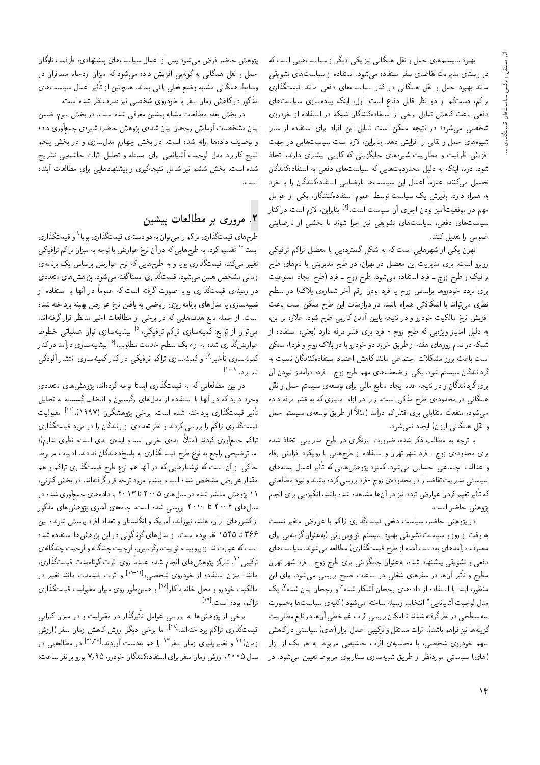بهبود سیستم‌های حمل و نقل همگانی نیز یکی دیگر از سیاست‌هایی است که در راستای مدیریت تقاضای سفر استفاده می‌شود. استفاده از سیاست‌های تشویقی مانند بهبود حمل و نقل همگانی در کنار سیاست‌های دفعی مانند قیمت‌گذاری تراکم، دست‌کم از دو نظر قابل دفاع است: اول، اینکه پیاده‌سازی سیاست‌های دفعی باعث کاهش تمایل برخی از استفاده‌کنندگان شبکه در استفاده از خودروی شخصی می‌شود؛ در نتیجه ممکن است تمایل این افراد برای استفاده از سایر شیوه‌های حمل و نقلی را افزایش دهد. بنابراین، لازم است سیاست‌هایی در جهت افزایش ظرفیت و مطلوبیت شیوه‌های جایگزینی که کارایی بیشتری دارند، اتخاذ شود. دوم، اینکه به دلیل محدودیت‌هایی که سیاست‌های دفعی به استفاده‌کنندگان تحمیل می‌کنند، عموماً اعمال این سیاست‌ها نارضایتی استفاده‌کنندگان را با خود به همراه دارد. پذیرش یک سیاست توسط عموم استفاده‌کنندگان، یکی از عوامل مهم در موفقیت‌آمیز بودن اجرای آن سیاست است.[۴] بنابراین، لازم است در کنار سیاست‌های دفعی، سیاست‌های تشویقی نیز اجرا شوند تا بخشی از نارضایتی عمومی را تعدیل کنند.

تهران یکی از شهرهایی است که به شکل گسترده‌یی با معضل تراکم ترافیکی روبرو است. برای مدیریت این معضل در تهران، دو طرح مدیریتی با نام‌های طرح ترافیک و طرح زوج ـ فرد استفاده می‌شود. طرح زوج ـ فرد (طرح ایجاد ممنوعیت برای تردد خودروها براساس زوج یا فرد بودن رقم آخر شماره‌ی پلاک) در سطح نظری می‌تواند با اشکالاتی همراه باشد. در درازمدت این طرح ممکن است باعث افزایش نرخ مالکیت خودرو و در نتیجه پایین آمدن کارایی طرح شود. علاوه بر این، به دلیل امتیاز ویژه‌یی که طرح زوج - فرد برای قشر مرفه دارد (یعنی، استفاده از شبکه در تمام روزهای هفته از طریق خرید دو خودرو با دو پلاک زوج و فرد)، ممکن است باعث بروز مشکلات اجتماعی مانند کاهش اعتماد استفاده‌کنندگان نسبت به گردانندگان سیستم شود. یکی از ضعف‌های مهم طرح زوج ـ فرد، درآمدزا نبودن آن برای گردانندگان و در نتیجه عدم ایجاد منابع مالی برای توسعه‌ی سیستم حمل و نقل همگانی در محدوده‌ی طرح مذکور است. زیرا در ازاء امتیازی که به قشر مرفه داده می‌شود، منفعت متقابلی برای قشر کم درآمد (مثلاً از طریق توسعه‌ی سیستم حمل و نقل همگانی ارزان) ایجاد نمی‌شود.

با توجه به مطالب ذکر شده، ضرورت بازنگری در طرح مدیریتی اتخاذ شده برای محدوده‌ی زوج ـ فرد شهر تهران و استفاده از طرح‌هایی با رویکرد افزایش رفاه و عدالت اجتماعی احساس می‌شود. کمبود پژوهش‌هایی که تأثیر اعمال بسته‌های سیاستی مدیریت تقاضا را در محدوده‌ی زوج -فرد بررسی کرده باشند و نبود مطالعاتی که تأثیر تغییرکردن عوارض تردد نیز در آن‌ها مشاهده شده باشد، انگیزه‌یی برای انجام پژوهش حاضر است.

در پژوهش حاضر، سیاست دفعی قیمت‌گذاری تراکم با عوارض متغیر نسبت به وقت از روز و سیاست تشویقی بهبود سیستم اتوبوس‌رانی (به‌عنوان گزینه‌یی برای مصرف درآمدهای به‌دست آمده از طرح قیمت‌گذاری) مطالعه می‌شوند. سیاست‌های دفعی و تشویقی پیشنهاد شده، به‌عنوان جایگزینی برای طرح زوج ـ فرد شهر تهران مطرح و تأثیر آن‌ها در سفرهای شغلی در ساعات صبح بررسی می‌شود. برای این منظور، ابتدا با استفاده از داده‌های رجحان آشکار شده[۶] و رجحان بیان شده[۷]، یک مدل لوجیت آشیانه‌یی[۸] انتخاب وسیله ساخته می‌شود (کلیه‌ی سیاست‌ها به‌صورت سه سطحی در نظر گرفته شدند تا امکان بررسی اثرات غیرخطی آن‌ها در تابع مطلوبیت گزینه‌ها نیز فراهم باشد). اثرات مستقل و ترکیبی اعمال ابزار (های) سیاستی در کاهش سهم خودروی شخصی، با محاسبه‌ی اثرات حاشیه‌یی مربوط به هر یک از ابزار (های) سیاستی موردنظر از طریق شبیه‌سازی سناریوی مربوط تعیین می‌شود. در پژوهش حاضر فرض می‌شود پس از اعمال سیاست‌های پیشنهادی، ظرفیت ناوگان حمل و نقل همگانی به گونه‌یی افزایش داده می‌شود که میزان ازدحام مسافران در وسایط همگانی مشابه وضع فعلی باقی بماند. همچنین از تأثیر اعمال سیاست‌های مذکور در کاهش زمان سفر با خودروی شخصی نیز صرف‌نظر شده است.

در بخش بعد، مطالعات مشابه پیشین معرفی شده است. در بخش سوم، ضمن بیان مشخصات آزمایش رجحان بیان شده‌ی پژوهش حاضر، شیوه‌ی جمع‌آوری داده و توصیف داده‌ها ارائه شده است. در بخش چهارم مدل‌سازی و در بخش پنجم نتایج کاربرد مدل لوجیت آشیانه‌یی برای مسئله و تحلیل اثرات حاشیه‌یی تشریح شده است. بخش ششم نیز شامل نتیجه‌گیری و پیشنهادهایی برای مطالعات آینده است.

## ۲. مروری بر مطالعات پیشین

طرح‌های قیمت‌گذاری تراکم را می‌توان به دو دسته‌ی قیمت‌گذاری پویا[۹] و قیمت‌گذاری ایستا[۱۰] تقسیم کرد. به طرح‌هایی که در آن نرخ عوارض با توجه به میزان تراکم ترافیکی تغییر می‌کند، قیمت‌گذاری پویا و به طرح‌هایی که نرخ عوارض براساس یک برنامه‌ی زمانی مشخص تعیین می‌شود، قیمت‌گذاری ایستا گفته می‌شود. پژوهش‌های متعددی در زمینه‌ی قیمت‌گذاری پویا صورت گرفته است که عموماً در آن‌ها با استفاده از شبیه‌سازی یا مدل‌های برنامه‌ریزی ریاضی به یافتن نرخ عوارض بهینه پرداخته شده است. از جمله تابع هدف‌هایی که در برخی از مطالعات اخیر مدنظر قرار گرفته‌اند، می‌توان از توابع: کمینه‌سازی تراکم ترافیکی،[۵] بیشینه‌سازی توان عملیاتی خطوط عوارض‌گذاری شده به ازاء یک سطح خدمت مطلوب،[۶] بیشینه‌سازی درآمد در کنار کمینه‌سازی تأخیر[۷] و کمینه‌سازی تراکم ترافیکی در کنار کمینه‌سازی انتشار آلودگی نام برد.[۸-۱۰]

در بین مطالعاتی که به قیمت‌گذاری ایستا توجه کرده‌اند، پژوهش‌های متعددی وجود دارد که در آن‌ها با استفاده از مدل‌های رگرسیون و انتخاب گسسته به تحلیل تأثیر قیمت‌گذاری پرداخته شده است. برخی پژوهشگران (۱۹۹۷)،[۱۱] مقبولیت قیمت‌گذاری تراکم را بررسی کردند و نظر تعدادی از رانندگان را در مورد قیمت‌گذاری تراکم جمع‌آوری کردند (مثلاً ایده‌ی خوبی است، ایده‌ی بدی است، نظری ندارم)؛ اما توضیحی راجع به نوع طرح قیمت‌گذاری به پاسخ‌دهندگان ندادند. ادبیات مربوط حاکی از آن است که نوشتارهایی که در آن‌ها هم نوع طرح قیمت‌گذاری تراکم و هم مقدار عوارض مشخص شده است، بیشتر مورد توجه قرار گرفته‌اند. در بخش کنونی، ۱۱ پژوهش منتشر شده در سال‌های ۲۰۰۵ تا ۲۰۱۳ با داده‌های جمع‌آوری شده در سال‌های ۲۰۰۴ تا ۲۰۱۰ بررسی شده است. جامعه‌ی آماری پژوهش‌های مذکور از کشورهای ایران، هلند، نیوزلند، آمریکا و انگلستان و تعداد افراد پرسش شونده بین ۳۶۶ تا ۱۵۴۵ نفر بوده است. از مدل‌های گوناگونی در این پژوهش‌ها استفاده شده است که عبارت‌اند از: پروبیت، توبیت، رگرسیون، لوجیت چندگانه و لوجیت چندگانه‌ی ترکیبی[۱۱]. تمرکز پژوهش‌های انجام شده عمدتاً روی اثرات کوتاه‌مدت قیمت‌گذاری، مانند: میزان استفاده از خودروی شخصی،[۱۲-۱۷] و اثرات بلندمدت مانند تغییر در مالکیت خودرو و محل خانه یا کار[۱۸] و همین‌طور روی میزان مقبولیت قیمت‌گذاری تراکم، بوده است.[۱۹]

برخی از پژوهش‌ها به بررسی عوامل تأثیرگذار در مقبولیت و در میزان کارایی قیمت‌گذاری تراکم پرداخته‌اند.[۱۸] اما برخی دیگر ارزش کاهش زمان سفر (ارزش زمان)[۱۲] و تغییرپذیری زمان سفر[۱۳] را هم به‌دست آوردند.[۲۰و۲۱] در مطالعه‌یی در سال ۲۰۰۵، ارزش زمان سفر برای استفاده‌کنندگان خودرو، ۷٫۹۵ یورو بر نفر ساعت؛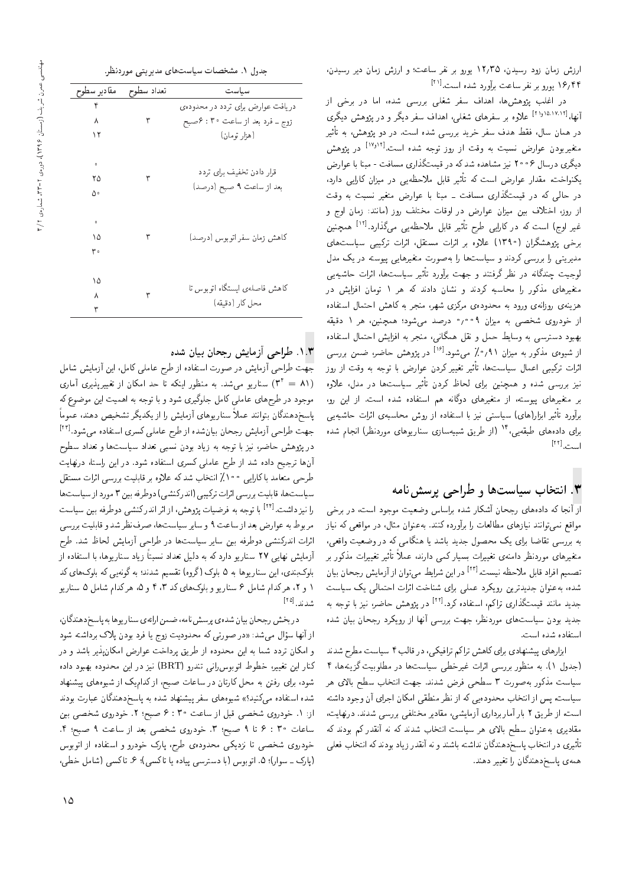ارزش زمان زود رسیدن، ۱۲٫۳۵ یورو بر نفر ساعت؛ و ارزش زمان دیر رسیدن، ۱۶٫۴۴ یورو بر نفر ساعت برآورد شده است.[۲۱]

در اغلب پژوهش‌ها، اهداف سفر شغلی بررسی شده، اما در برخی از آنها،[۱۲،۱۵،۱۷،۲۱] علاوه بر سفرهای شغلی، اهداف سفر دیگر و در پژوهش دیگری در همان سال، فقط هدف سفر خرید بررسی شده است. در دو پژوهش، به تأثیر متغیربودن عوارض نسبت به وقت از روز توجه شده است.[۱۲،۱۷] در پژوهش دیگری درسال ۲۰۰۶ نیز مشاهده شد که در قیمت‌گذاری مسافت - مبنا با عوارض یکنواخت مقدار عوارض است که تأثیر قابل ملاحظه‌یی در میزان کارایی دارد، در حالی که در قیمت‌گذاری مسافت ـ مبنا با عوارض متغیر نسبت به وقت از روز، اختلاف بین میزان عوارض در اوقات مختلف روز (مانند: زمان اوج و غیر اوج) است که در کارایی طرح تأثیر قابل ملاحظه‌یی می‌گذارد.[۱۲] همچنین برخی پژوهشگران (۱۳۹۰) علاوه بر اثرات مستقل، اثرات ترکیبی سیاست‌های مدیریتی را بررسی کردند و سیاست‌ها را به‌صورت متغیرهایی پیوسته در یک مدل لوجیت چندگانه در نظر گرفتند و جهت برآورد تأثیر سیاست‌ها، اثرات حاشیه‌یی متغیرهای مذکور را محاسبه کردند و نشان دادند که هر ۱ تومان افزایش در هزینه‌ی روزانه‌ی ورود به محدوده‌ی مرکزی شهر، منجر به کاهش احتمال استفاده از خودروی شخصی به میزان ۰٫۰۰۹ درصد می‌شود؛ همچنین، هر ۱ دقیقه بهبود دسترسی به وسایط حمل و نقل همگانی، منجر به افزایش احتمال استفاده از شیوه‌ی مذکور به میزان ۰٫۹۱٪ می‌شود.[۱۶] در پژوهش حاضر، ضمن بررسی اثرات ترکیبی اعمال سیاست‌ها، تأثیر تغییر کردن عوارض با توجه به وقت از روز نیز بررسی شده و همچنین برای لحاظ کردن تأثیر سیاست‌ها در مدل، علاوه بر متغیرهای پیوسته، از متغیرهای دوگانه هم استفاده شده است. از این رو، برآورد تأثیر ابزار(های) سیاستی نیز با استفاده از روش محاسبه‌ی اثرات حاشیه‌یی برای داده‌های طبقه‌یی،[۱۴] (از طریق شبیه‌سازی سناریوهای موردنظر) انجام شده است.[۲۲]

## ۳. انتخاب سیاست‌ها و طراحی پرسش‌نامه

از آنجا که داده‌های رجحان آشکار شده براساس وضعیت موجود است، در برخی مواقع نمی‌توانند نیازهای مطالعات را برآورده کنند. به‌عنوان مثال، در مواقعی که نیاز به بررسی تقاضا برای یک محصول جدید باشد یا هنگامی که در وضعیت واقعی، متغیرهای موردنظر دامنه‌ی تغییرات بسیار کمی دارند، عملاً تأثیر تغییرات مذکور بر تصمیم افراد قابل ملاحظه نیست.[۲۳] در این شرایط می‌توان از آزمایش رجحان بیان شده، به‌عنوان جدیدترین رویکرد عملی برای شناخت اثرات احتمالی یک سیاست جدید مانند قیمت‌گذاری تراکم، استفاده کرد.[۲۳] در پژوهش حاضر، نیز با توجه به جدید بودن سیاست‌های موردنظر، جهت بررسی آنها از رویکرد رجحان بیان شده استفاده شده است.

ابزارهای پیشنهادی برای کاهش تراکم ترافیکی، در قالب ۴ سیاست مطرح شدند (جدول ۱). به منظور بررسی اثرات غیرخطی سیاست‌ها در مطلوبیت گزینه‌ها، ۴ سیاست مذکور به‌صورت ۳ سطحی فرض شدند. جهت انتخاب سطح بالای هر سیاست پس از انتخاب محدوده‌یی که از نظر منطقی امکان اجرای آن وجود داشته است، از طریق ۲ بار آماربرداری آزمایشی، مقادیر مختلفی بررسی شدند. درنهایت، مقادیری به‌عنوان سطح بالای هر سیاست انتخاب شدند که نه آنقدر کم بودند که تأثیری در انتخاب پاسخ‌دهندگان نداشته باشند و نه آنقدر زیاد بودند که انتخاب فعلی همه‌ی پاسخ‌دهندگان را تغییر دهند.

جدول ۱. مشخصات سیاست‌های مدیریتی موردنظر.

| سیاست | تعداد سطوح | مقادیر سطوح |
|---|---|---|
| دریافت عوارض برای تردد در محدوده‌ی زوج ـ فرد بعد از ساعت ۳۰ : ۶صبح (هزار تومان) | ۳ | ۴<br>۸<br>۱۲ |
| قرار دادن تخفیف برای تردد بعد از ساعت ۹ صبح (درصد) | ۳ | ۰<br>۲۵<br>۵۰ |
| کاهش زمان سفر اتوبوس (درصد) | ۳ | ۰<br>۱۵<br>۳۰ |
| کاهش فاصله‌ی ایستگاه اتوبوس تا محل کار (دقیقه) | ۳ | ۱۵<br>۸<br>۳ |

### ۱.۳. طراحی آزمایش رجحان بیان شده

جهت طراحی آزمایش در صورت استفاده از طرح عاملی کامل، این آزمایش شامل ($81 = 3^4$) سناریو می‌شد. به منظور اینکه تا حد امکان از تغییرپذیری آماری موجود در طرح‌های عاملی کامل جلوگیری شود و با توجه به اهمیت این موضوع که پاسخ‌دهندگان بتوانند عملاً سناریوهای آزمایش را از یکدیگر تشخیص دهند، عموماً جهت طراحی آزمایش رجحان بیان‌شده از طرح عاملی کسری استفاده می‌شود.[۲۳] در پژوهش حاضر، نیز با توجه به زیاد بودن نسبی تعداد سیاست‌ها و تعداد سطوح آنها ترجیح داده شد از طرح عاملی کسری استفاده شود. در این راستا، درنهایت طرحی متعامد با کارایی ۱۰۰٪ انتخاب شد که علاوه بر قابلیت بررسی اثرات مستقل سیاست‌ها، قابلیت بررسی اثرات ترکیبی (اندرکنشی) دوطرفه بین ۳ مورد از سیاست‌ها را نیز داشت.[۲۴] با توجه به فرضیات پژوهش، از اثر اندرکنشی دوطرفه بین سیاست مربوط به عوارض بعد از ساعت ۹ و سایر سیاست‌ها، صرف‌نظر شد و قابلیت بررسی اثرات اندرکنشی دوطرفه بین سایر سیاست‌ها در طراحی آزمایش لحاظ شد. طرح آزمایش نهایی ۲۷ سناریو دارد که به دلیل تعداد نسبتاً زیاد سناریوها، با استفاده از بلوک‌بندی، این سناریوها به ۵ بلوک (گروه) تقسیم شدند؛ به گونه‌یی که بلوک‌های کد ۱ و ۲، هرکدام شامل ۶ سناریو و بلوک‌های کد ۳، ۴ و ۵، هرکدام شامل ۵ سناریو شدند.[۲۵]

در بخش رجحان بیان شده‌ی پرسش‌نامه، ضمن ارائه‌ی سناریوها به پاسخ‌دهندگان، از آنها سؤال می‌شد: «در صورتی که محدودیت زوج یا فرد بودن پلاک برداشته شود و امکان تردد شما به این محدوده از طریق پرداخت عوارض امکان‌پذیر باشد و در کنار این تغییر، خطوط اتوبوس‌رانی تندرو (BRT) نیز در این محدوده بهبود داده شود، برای رفتن به محل کارتان در ساعات صبح، از کدام‌یک از شیوه‌های پیشنهاد شده استفاده می‌کنید؟» شیوه‌های سفر پیشنهاد شده به پاسخ‌دهندگان عبارت بودند از: ۱. خودروی شخصی قبل از ساعت ۳۰ : ۶ صبح؛ ۲. خودروی شخصی بین ساعات ۳۰ : ۶ تا ۹ صبح؛ ۳. خودروی شخصی بعد از ساعت ۹ صبح؛ ۴. خودروی شخصی تا نزدیکی محدوده‌ی طرح، پارک خودرو و استفاده از اتوبوس (پارک ـ سوار)؛ ۵. اتوبوس (با دسترسی پیاده یا تاکسی)؛ ۶. تاکسی (شامل خطی،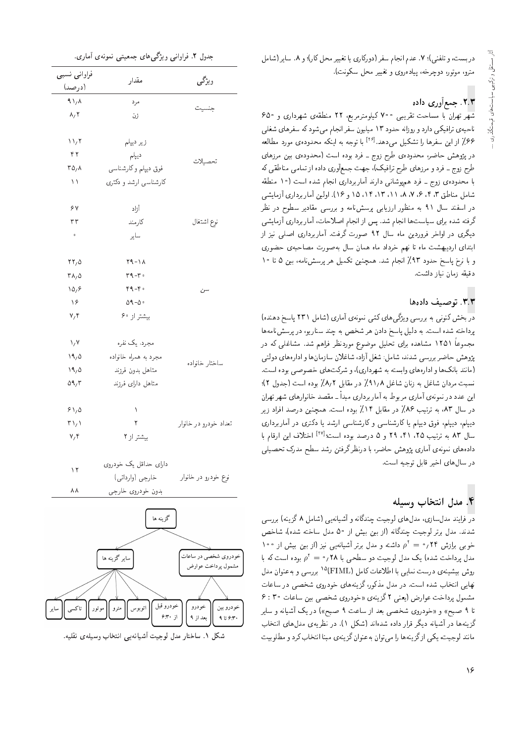دربست، و تلفنی)؛ ۷. عدم انجام سفر (دورکاری یا تغییر محل کار)؛ و ۸. سایر (شامل مترو، موتور، دوچرخه، پیاده‌روی و تغییر محل سکونت).

## ۲.۳. جمع‌آوری داده

شهر تهران با مساحت تقریبی ۷۰۰ کیلومترمربع، ۲۲ منطقه‌ی شهرداری و ۶۵۰ ناحیه‌ی ترافیکی دارد و روزانه حدود ۱۳ میلیون سفر انجام می‌شود که سفرهای شغلی ۶۶٪ از این سفرها را تشکیل می‌دهد.[۲۶] با توجه به اینکه محدوده‌ی مورد مطالعه در پژوهش حاضر، محدوده‌ی طرح زوج ـ فرد بوده است (محدوده‌ی بین مرزهای طرح زوج ـ فرد و مرزهای طرح ترافیک)، جهت جمع‌آوری داده از تمامی مناطقی که با محدوده‌ی زوج ـ فرد هم‌پوشانی دارند آماربرداری انجام شده است (۱۰ منطقه شامل مناطق ۳، ۴، ۶، ۷، ۸، ۱۱، ۱۳، ۱۴، ۱۵ و ۱۶). اولین آماربرداری آزمایشی در اسفند سال ۹۱ به منظور ارزیابی پرسش‌نامه و بررسی مقادیر سطوح در نظر گرفته شده برای سیاست‌ها انجام شد. پس از انجام اصلاحات، آماربرداری آزمایشی دیگری در اواخر فروردین ماه سال ۹۲ صورت گرفت. آماربرداری اصلی نیز از ابتدای اردیبهشت ماه تا نهم خرداد ماه همان سال به‌صورت مصاحبه‌ی حضوری و با نرخ پاسخ حدود ۹۳٪ انجام شد. همچنین تکمیل هر پرسش‌نامه، بین ۵ تا ۱۰ دقیقه زمان نیاز داشت.

## ۳.۳. توصیف داده‌ها

در بخش کنونی به بررسی ویژگی‌های کلی نمونه‌ی آماری (شامل ۲۳۱ پاسخ دهنده) پرداخته شده است. به دلیل پاسخ دادن هر شخص به چند سناریو، در پرسش‌نامه‌ها مجموعاً ۱۲۵۱ مشاهده برای تحلیل موضوع موردنظر فراهم شد. مشاغلی که در پژوهش حاضر بررسی شدند، شامل: شغل آزاد، شاغلان سازمان‌ها و اداره‌های دولتی (مانند بانک‌ها و اداره‌های وابسته به شهرداری)، و شرکت‌های خصوصی بوده است. نسبت مردان شاغل به زنان شاغل ۹۱٫۸٪ در مقابل ۸٫۲٪ بوده است (جدول ۲)؛ این عدد در نمونه‌ی آماری مربوط به آماربرداری مبدأ ـ مقصد خانوارهای شهر تهران در سال ۸۳، به ترتیب ۸۶٪ در مقابل ۱۴٪ بوده است. همچنین درصد افراد زیر دیپلم، دیپلم، فوق دیپلم یا کارشناسی و کارشناسی ارشد یا دکتری در آماربرداری سال ۸۳ به ترتیب ۲۵، ۴۱، ۲۹ و ۵ درصد بوده است؛[۲۷] اختلاف این ارقام با داده‌های نمونه‌ی آماری پژوهش حاضر، با درنظرگرفتن رشد سطح مدرک تحصیلی در سال‌های اخیر قابل توجیه است.

جدول ۲. فراوانی ویژگی‌های جمعیتی نمونه‌ی آماری.

| ویژگی | مقدار | فراوانی نسبی (درصد) |
|---|---|---|
| جنسیت | مرد | ۹۱٫۸ |
| | زن | ۸٫۲ |
| تحصیلات | زیر دیپلم | ۱۱٫۲ |
| | دیپلم | ۴۲ |
| | فوق دیپلم و کارشناسی | ۳۵٫۸ |
| | کارشناسی ارشد و دکتری | ۱۱ |
| نوع اشتغال | آزاد | ۶۷ |
| | کارمند | ۳۳ |
| | سایر | ۰ |
| سن | ۱۸-۲۹ | ۲۲٫۵ |
| | ۳۰-۳۹ | ۳۸٫۵ |
| | ۴۰-۴۹ | ۱۵٫۶ |
| | ۵۰-۵۹ | ۱۶ |
| | بیشتر از ۶۰ | ۷٫۴ |
| ساختار خانواده | مجرد، یک نفره | ۱٫۷ |
| | مجرد به همراه خانواده | ۱۹٫۵ |
| | متاهل بدون فرزند | ۱۹٫۵ |
| | متاهل دارای فرزند | ۵۹٫۳ |
| تعداد خودرو در خانوار | ۱ | ۶۱٫۵ |
| | ۲ | ۳۱٫۱ |
| | بیشتر از ۲ | ۷٫۴ |
| نوع خودرو در خانوار | دارای حداقل یک خودروی خارجی (وارداتی) | ۱۲ |
| | بدون خودروی خارجی | ۸۸ |

## ۴. مدل انتخاب وسیله

در فرایند مدل‌سازی، مدل‌های لوجیت چندگانه و آشیانه‌یی (شامل ۸ گزینه) بررسی شدند. مدل برتر لوجیت چندگانه (از بین بیش از ۵۰ مدل ساخته شده)، شاخص خوبی برازش $\rho^2 = 0{,}24$ داشته و مدل برتر آشیانه‌یی نیز (از بین بیش از ۱۰۰ مدل پرداخت شده) یک مدل لوجیت دو سطحی با $\rho^2 = 0{,}28$ بوده است که با روش بیشینه‌ی درست نمایی با اطلاعات کامل (FIML)[۱۵] بررسی و به‌عنوان مدل نهایی انتخاب شده است. در مدل مذکور، گزینه‌های خودروی شخصی در ساعات مشمول پرداخت عوارض (یعنی ۲ گزینه‌ی «خودروی شخصی بین ساعات ۶:۳۰ تا ۹ صبح» و «خودروی شخصی بعد از ساعت ۹ صبح») در یک آشیانه و سایر گزینه‌ها در آشیانه‌ی دیگر قرار داده شده‌اند (شکل ۱). در نظریه‌ی مدل‌های انتخاب مانند لوجیت، یکی از گزینه‌ها را می‌توان به‌عنوان گزینه‌ی مبنا انتخاب کرد و مطلوبیت

شکل ۱. ساختار مدل لوجیت آشیانه‌یی انتخاب وسیله‌ی نقلیه.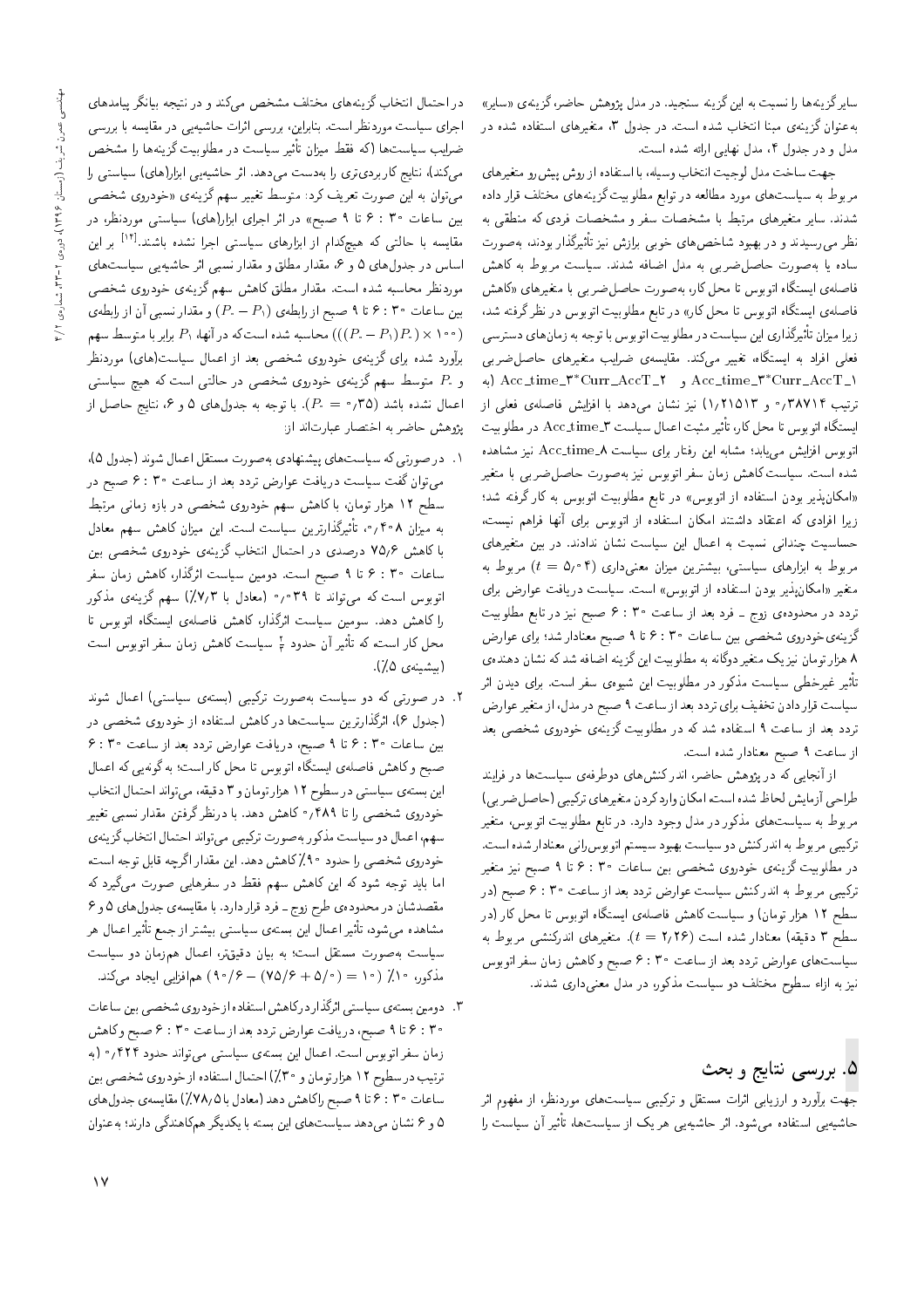سایر گزینه‌ها را نسبت به این گزینه سنجید. در مدل پژوهش حاضر، گزینه‌ی «سایر» به‌عنوان گزینه‌ی مبنا انتخاب شده است. در جدول ۳، متغیرهای استفاده شده در مدل و در جدول ۴، مدل نهایی ارائه شده است.

جهت ساخت مدل لوجیت انتخاب وسیله، با استفاده از روش پیش‌رو متغیرهای مربوط به سیاست‌های مورد مطالعه در توابع مطلوبیت گزینه‌های مختلف قرار داده شدند. سایر متغیرهای مرتبط با مشخصات سفر و مشخصات فردی که منطقی به نظر می‌رسیدند و در بهبود شاخص‌های خوبی برازش نیز تأثیرگذار بودند، به‌صورت ساده یا به‌صورت حاصل‌ضربی به مدل اضافه شدند. سیاست مربوط به کاهش فاصله‌ی ایستگاه اتوبوس تا محل کار، به‌صورت حاصل‌ضربی با متغیرهای «کاهش فاصله‌ی ایستگاه اتوبوس تا محل کار» در تابع مطلوبیت اتوبوس در نظر گرفته شد، زیرا میزان تأثیرگذاری این سیاست در مطلوبیت اتوبوس با توجه به زمان‌های دسترسی فعلی افراد به ایستگاه، تغییر می‌کند. مقایسه‌ی ضرایب متغیرهای حاصل‌ضربی Acc_time_3*Curr_AccT_1 و Acc_time_3*Curr_AccT_2 (به ترتیب ۰٫۳۸۷۱۴ و ۱٫۲۱۵۱۳) نیز نشان می‌دهد با افزایش فاصله‌ی فعلی از ایستگاه اتوبوس تا محل کار، تأثیر مثبت اعمال سیاست Acc_time_3 در مطلوبیت اتوبوس افزایش می‌یابد؛ مشابه این رفتار برای سیاست Acc_time_8 نیز مشاهده شده است. سیاست کاهش زمان سفر اتوبوس نیز به‌صورت حاصل‌ضربی با متغیر «امکان‌پذیر بودن استفاده از اتوبوس» در تابع مطلوبیت اتوبوس به کار گرفته شد؛ زیرا افرادی که اعتقاد داشتند امکان استفاده از اتوبوس برای آنها فراهم نیست، حساسیت چندانی نسبت به اعمال این سیاست نشان ندادند. در بین متغیرهای مربوط به ابزارهای سیاستی، بیشترین میزان معنی‌داری ($t = 5/04$) مربوط به متغیر «امکان‌پذیر بودن استفاده از اتوبوس» است. سیاست دریافت عوارض برای تردد در محدوده‌ی زوج ـ فرد بعد از ساعت ۶:۳۰ صبح نیز در تابع مطلوبیت گزینه‌ی خودروی شخصی بین ساعات ۶:۳۰ تا ۹ صبح معنادار شد؛ برای عوارض ۸ هزار تومان نیز یک متغیر دوگانه به مطلوبیت این گزینه اضافه شد که نشان دهنده‌ی تأثیر غیرخطی سیاست مذکور در مطلوبیت این شیوه‌ی سفر است. برای دیدن اثر سیاست قرار دادن تخفیف برای تردد بعد از ساعت ۹ صبح در مدل، از متغیر عوارض تردد بعد از ساعت ۹ استفاده شد که در مطلوبیت گزینه‌ی خودروی شخصی بعد از ساعت ۹ صبح معنادار شده است.

از آنجایی که در پژوهش حاضر، اندرکنش‌های دوطرفه‌ی سیاست‌ها در فرایند طراحی آزمایش لحاظ شده است، امکان وارد کردن متغیرهای ترکیبی (حاصل‌ضربی) مربوط به سیاست‌های مذکور در مدل وجود دارد. در تابع مطلوبیت اتوبوس، متغیر ترکیبی مربوط به اندرکنش دو سیاست بهبود سیستم اتوبوس‌رانی معنادار شده است. در مطلوبیت گزینه‌ی خودروی شخصی بین ساعات ۶:۳۰ تا ۹ صبح نیز متغیر ترکیبی مربوط به اندرکنش سیاست عوارض تردد بعد از ساعت ۶:۳۰ صبح (در سطح ۱۲ هزار تومان) و سیاست کاهش فاصله‌ی ایستگاه اتوبوس تا محل کار (در سطح ۳ دقیقه) معنادار شده است ($t = 2/26$). متغیرهای اندرکنشی مربوط به سیاست‌های عوارض تردد بعد از ساعت ۶:۳۰ صبح و کاهش زمان سفر اتوبوس نیز به ازاء سطوح مختلف دو سیاست مذکور، در مدل معنی‌داری نشدند.

## ۵. بررسی نتایج و بحث

جهت برآورد و ارزیابی اثرات مستقل و ترکیبی سیاست‌های موردنظر، از مفهوم اثر حاشیه‌یی استفاده می‌شود. اثر حاشیه‌یی هر یک از سیاست‌ها، تأثیر آن سیاست را در احتمال انتخاب گزینه‌های مختلف مشخص می‌کند و در نتیجه بیانگر پیامدهای اجرای سیاست موردنظر است. بنابراین، بررسی اثرات حاشیه‌یی در مقایسه با بررسی ضرایب سیاست‌ها (که فقط میزان تأثیر سیاست در مطلوبیت گزینه‌ها را مشخص می‌کند)، نتایج کاربردی‌تری را به‌دست می‌دهد. اثر حاشیه‌یی ابزار(های) سیاستی را می‌توان به این صورت تعریف کرد: متوسط تغییر سهم گزینه‌ی «خودروی شخصی بین ساعات ۶:۳۰ تا ۹ صبح» در اثر اجرای ابزار(های) سیاستی موردنظر، در مقایسه با حالتی که هیچ‌کدام از ابزارهای سیاستی اجرا نشده باشند.[14] بر این اساس در جدول‌های ۵ و ۶، مقدار مطلق و مقدار نسبی اثر حاشیه‌یی سیاست‌های موردنظر محاسبه شده است. مقدار مطلق کاهش سهم گزینه‌ی خودروی شخصی بین ساعات ۶:۳۰ تا ۹ صبح از رابطه‌ی $(P_0 - P_1)$ و مقدار نسبی آن از رابطه‌ی $((P_0 - P_1)P_0) \times 100)$ محاسبه شده است که در آنها، $P_1$ برابر با متوسط سهم برآورد شده برای گزینه‌ی خودروی شخصی بعد از اعمال سیاست(های) موردنظر و $P_0$ متوسط سهم گزینه‌ی خودروی شخصی در حالتی است که هیچ سیاستی اعمال نشده باشد ($P_0 = 0/35$). با توجه به جدول‌های ۵ و ۶، نتایج حاصل از پژوهش حاضر به اختصار عبارت‌اند از:

۱. در صورتی که سیاست‌های پیشنهادی به‌صورت مستقل اعمال شوند (جدول ۵)، می‌توان گفت سیاست دریافت عوارض تردد بعد از ساعت ۶:۳۰ صبح در سطح ۱۲ هزار تومان، با کاهش سهم خودروی شخصی در بازه زمانی مرتبط به میزان ۰٫۴۰۸، تأثیرگذارترین سیاست است. این میزان کاهش سهم معادل با کاهش ۷۵٫۶ درصدی در احتمال انتخاب گزینه‌ی خودروی شخصی بین ساعات ۶:۳۰ تا ۹ صبح است. دومین سیاست اثرگذار، کاهش زمان سفر اتوبوس است که می‌تواند تا ۰٫۰۳۹ (معادل با ۷٫۳٪) سهم گزینه‌ی مذکور را کاهش دهد. سومین سیاست اثرگذار، کاهش فاصله‌ی ایستگاه اتوبوس تا محل کار است که تأثیر آن حدود $\frac{2}{3}$ سیاست کاهش زمان سفر اتوبوس است (بیشینه‌ی ۵٪).

۲. در صورتی که دو سیاست به‌صورت ترکیبی (بسته‌ی سیاستی) اعمال شوند (جدول ۶)، اثرگذارترین سیاست‌ها در کاهش استفاده از خودروی شخصی در بین ساعات ۶:۳۰ تا ۹ صبح، دریافت عوارض تردد بعد از ساعت ۶:۳۰ صبح و کاهش فاصله‌ی ایستگاه اتوبوس تا محل کار است؛ به گونه‌یی که اعمال این بسته‌ی سیاستی در سطوح ۱۲ هزار تومان و ۳ دقیقه، می‌تواند احتمال انتخاب خودروی شخصی را تا ۰٫۴۸۹ کاهش دهد. با درنظر گرفتن مقدار نسبی تغییر سهم، اعمال دو سیاست مذکور به‌صورت ترکیبی می‌تواند احتمال انتخاب گزینه‌ی خودروی شخصی را حدود ۹۰٪ کاهش دهد. این مقدار اگرچه قابل توجه است، اما باید توجه شود که این کاهش سهم فقط در سفرهایی صورت می‌گیرد که مقصدشان در محدوده‌ی طرح زوج ـ فرد قرار دارد. با مقایسه‌ی جدول‌های ۵ و ۶ مشاهده می‌شود، تأثیر اعمال این بسته‌ی سیاستی بیشتر از جمع تأثیر اعمال هر سیاست به‌صورت مستقل است؛ به بیان دقیق‌تر، اعمال هم‌زمان دو سیاست مذکور، ۱۰٪ ($10 = (5/0 + 75/6) - 90/6$) هم‌افزایی ایجاد می‌کند.

۳. دومین بسته‌ی سیاستی اثرگذار در کاهش استفاده از خودروی شخصی بین ساعات ۶:۳۰ تا ۹ صبح، دریافت عوارض تردد بعد از ساعت ۶:۳۰ صبح و کاهش زمان سفر اتوبوس است. اعمال این بسته‌ی سیاستی می‌تواند حدود ۰٫۴۲۴ (به ترتیب در سطوح ۱۲ هزار تومان و ۳۰٪) احتمال استفاده از خودروی شخصی بین ساعات ۶:۳۰ تا ۹ صبح را کاهش دهد (معادل با ۷۸٫۵٪). مقایسه‌ی جدول‌های ۵ و ۶ نشان می‌دهد سیاست‌های این بسته با یکدیگر هم‌کاهندگی دارند؛ به‌عنوان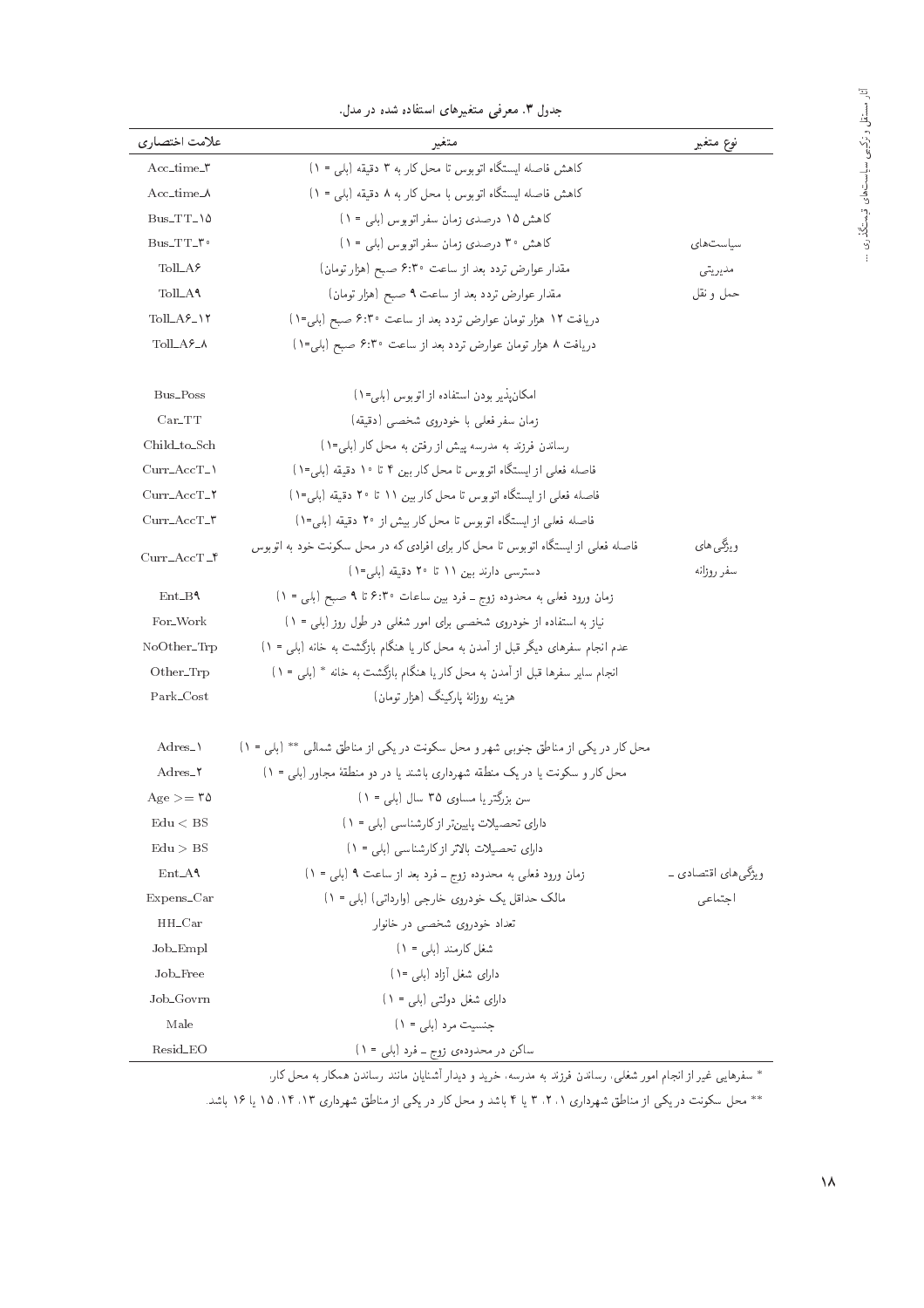جدول ۳. معرفی متغیرهای استفاده شده در مدل.

| علامت اختصاری | متغیر | نوع متغیر |
|---|---|---|
| Acc_time_3 | کاهش فاصله ایستگاه اتوبوس تا محل کار به ۳ دقیقه (بلی = ۱) | سیاست‌های مدیریتی حمل و نقل |
| Acc_time_8 | کاهش فاصله ایستگاه اتوبوس با محل کار به ۸ دقیقه (بلی = ۱) | |
| Bus_TT_15 | کاهش ۱۵ درصدی زمان سفر اتوبوس (بلی = ۱) | |
| Bus_TT_30 | کاهش ۳۰ درصدی زمان سفر اتوبوس (بلی = ۱) | |
| Toll_A6 | مقدار عوارض تردد بعد از ساعت ۶:۳۰ صبح (هزار تومان) | |
| Toll_A9 | مقدار عوارض تردد بعد از ساعت ۹ صبح (هزار تومان) | |
| Toll_A6_12 | دریافت ۱۲ هزار تومان عوارض تردد بعد از ساعت ۶:۳۰ صبح (بلی=۱) | |
| Toll_A6_8 | دریافت ۸ هزار تومان عوارض تردد بعد از ساعت ۶:۳۰ صبح (بلی=۱) | |
| Bus_Poss | امکان‌پذیر بودن استفاده از اتوبوس (بلی=۱) | ویژگی‌های سفر روزانه |
| Car_TT | زمان سفر فعلی با خودروی شخصی (دقیقه) | |
| Child_to_Sch | رساندن فرزند به مدرسه پیش از رفتن به محل کار (بلی=۱) | |
| Curr_AccT_1 | فاصله فعلی از ایستگاه اتوبوس تا محل کار بین ۴ تا ۱۰ دقیقه (بلی=۱) | |
| Curr_AccT_2 | فاصله فعلی از ایستگاه اتوبوس تا محل کار بین ۱۱ تا ۲۰ دقیقه (بلی=۱) | |
| Curr_AccT_3 | فاصله فعلی از ایستگاه اتوبوس تا محل کار بیش از ۲۰ دقیقه (بلی=۱) | |
| Curr_AccT_4 | فاصله فعلی از ایستگاه اتوبوس تا محل کار برای افرادی که در محل سکونت خود به اتوبوس دسترسی دارند بین ۱۱ تا ۲۰ دقیقه (بلی=۱) | |
| Ent_B9 | زمان ورود فعلی به محدوده زوج ـ فرد بین ساعات ۶:۳۰ تا ۹ صبح (بلی = ۱) | |
| For_Work | نیاز به استفاده از خودروی شخصی برای امور شغلی در طول روز (بلی = ۱) | |
| NoOther_Trp | عدم انجام سفرهای دیگر قبل از آمدن به محل کار یا هنگام بازگشت به خانه (بلی = ۱) | |
| Other_Trp | انجام سایر سفرها قبل از آمدن به محل کار یا هنگام بازگشت به خانه * (بلی = ۱) | |
| Park_Cost | هزینه روزانهٔ پارکینگ (هزار تومان) | |
| Adres_1 | محل کار در یکی از مناطق جنوبی شهر و محل سکونت در یکی از مناطق شمالی ** (بلی = ۱) | ویژگی‌های اقتصادی ـ اجتماعی |
| Adres_2 | محل کار و سکونت یا در یک منطقهٔ شهرداری باشند یا در دو منطقهٔ مجاور (بلی = ۱) | |
| Age >= 35 | سن بزرگ‌تر یا مساوی ۳۵ سال (بلی = ۱) | |
| Edu < BS | دارای تحصیلات پایین‌تر از کارشناسی (بلی = ۱) | |
| Edu > BS | دارای تحصیلات بالاتر از کارشناسی (بلی = ۱) | |
| Ent_A9 | زمان ورود فعلی به محدوده زوج ـ فرد بعد از ساعت ۹ (بلی = ۱) | |
| Expens_Car | مالک حداقل یک خودروی خارجی (وارداتی) (بلی = ۱) | |
| HH_Car | تعداد خودروی شخصی در خانوار | |
| Job_Empl | شغل کارمند (بلی = ۱) | |
| Job_Free | دارای شغل آزاد (بلی =۱) | |
| Job_Govrn | دارای شغل دولتی (بلی = ۱) | |
| Male | جنسیت مرد (بلی = ۱) | |
| Resid_EO | ساکن در محدوده‌ی زوج ـ فرد (بلی = ۱) | |

* سفرهایی غیر از انجام امور شغلی، رساندن فرزند به مدرسه، خرید و دیدار آشنایان مانند رساندن همکار به محل کار.

** محل سکونت در یکی از مناطق شهرداری ۱، ۲، ۳ یا ۴ باشد و محل کار در یکی از مناطق شهرداری ۱۳، ۱۴، ۱۵ یا ۱۶ باشد.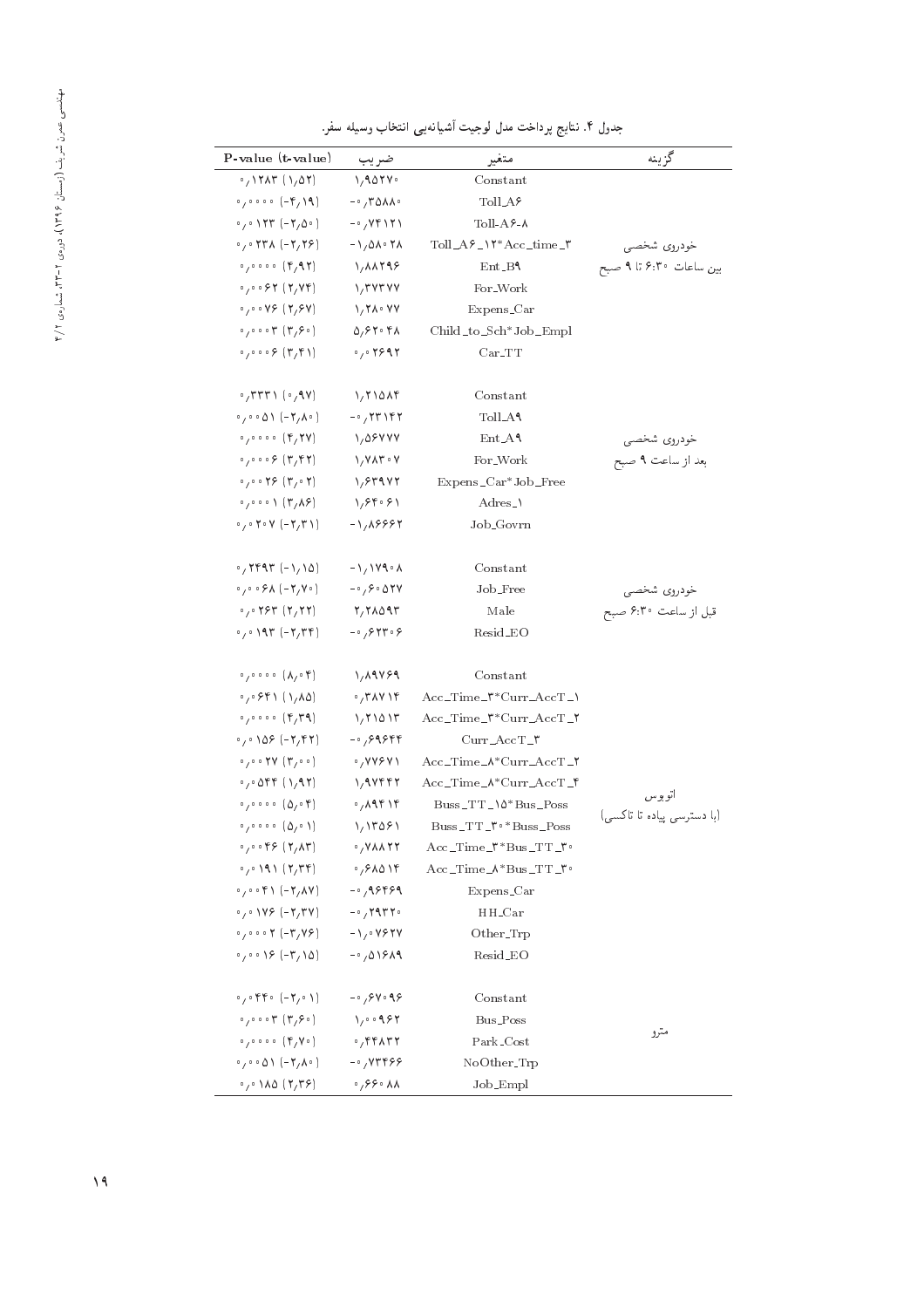جدول ۴. نتایج پرداخت مدل لوجیت آشیانه‌یی انتخاب وسیله سفر.

| گزینه | متغیر | ضریب | P-value (t-value) |
|---|---|---|---|
| خودروی شخصی بین ساعات ۶:۳۰ تا ۹ صبح | Constant | ۱٫۹۵۲۷۰ | ۰٫۱۲۸۳ (۱٫۵۲) |
| | Toll_A۶ | -۰٫۳۵۸۸۰ | ۰٫۰۰۰۰ (-۴٫۱۹) |
| | Toll-A۶-۸ | -۰٫۷۴۱۲۱ | ۰٫۰۱۲۳ (-۲٫۵۰) |
| | Toll_A۶_۱۲*Acc_time_۳ | -۱٫۵۸۰۲۸ | ۰٫۰۲۳۸ (-۲٫۲۶) |
| | Ent_B۹ | ۱٫۸۸۲۹۶ | ۰٫۰۰۰۰ (۴٫۹۲) |
| | For_Work | ۱٫۳۷۳۷۷ | ۰٫۰۰۶۲ (۲٫۷۴) |
| | Expens_Car | ۱٫۲۸۰۷۷ | ۰٫۰۰۷۶ (۲٫۶۷) |
| | Child_to_Sch*Job_Empl | ۵٫۶۲۰۴۸ | ۰٫۰۰۰۳ (۳٫۶۰) |
| | Car_TT | ۰٫۰۲۶۹۲ | ۰٫۰۰۰۶ (۳٫۴۱) |
| خودروی شخصی بعد از ساعت ۹ صبح | Constant | ۱٫۲۱۵۸۴ | ۰٫۳۳۳۱ (۰٫۹۷) |
| | Toll_A۹ | -۰٫۲۳۱۴۲ | ۰٫۰۰۵۱ (-۲٫۸۰) |
| | Ent_A۹ | ۱٫۵۶۷۷۷ | ۰٫۰۰۰۰ (۴٫۲۷) |
| | For_Work | ۱٫۷۸۳۰۷ | ۰٫۰۰۰۶ (۳٫۴۲) |
| | Expens_Car*Job_Free | ۱٫۶۳۹۷۲ | ۰٫۰۰۲۶ (۳٫۰۲) |
| | Adres_۱ | ۱٫۶۴۰۶۱ | ۰٫۰۰۰۱ (۳٫۸۶) |
| | Job_Govrn | -۱٫۸۶۶۶۲ | ۰٫۰۲۰۷ (-۲٫۳۱) |
| خودروی شخصی قبل از ساعت ۶:۳۰ صبح | Constant | -۱٫۱۷۹۰۸ | ۰٫۲۴۹۳ (-۱٫۱۵) |
| | Job_Free | -۰٫۶۰۵۲۷ | ۰٫۰۰۶۸ (-۲٫۷۰) |
| | Male | ۲٫۲۸۵۹۳ | ۰٫۰۲۶۳ (۲٫۲۲) |
| | Resid_EO | -۰٫۶۲۳۰۶ | ۰٫۰۱۹۳ (-۲٫۳۴) |
| اتوبوس (با دسترسی پیاده تا تاکسی) | Constant | ۱٫۸۹۷۶۹ | ۰٫۰۰۰۰ (۸٫۰۴) |
| | Acc_Time_۳*Curr_AccT_۱ | ۰٫۳۸۷۱۴ | ۰٫۰۶۴۱ (۱٫۸۵) |
| | Acc_Time_۳*Curr_AccT_۲ | ۱٫۲۱۵۱۳ | ۰٫۰۰۰۰ (۴٫۳۹) |
| | Curr_AccT_۳ | -۰٫۶۹۶۴۴ | ۰٫۰۱۵۶ (-۲٫۴۲) |
| | Acc_Time_۸*Curr_AccT_۲ | ۰٫۷۷۶۷۱ | ۰٫۰۰۲۷ (۳٫۰۰) |
| | Acc_Time_۸*Curr_AccT_۴ | ۱٫۹۷۴۴۲ | ۰٫۰۵۴۴ (۱٫۹۲) |
| | Buss_TT_۱۵*Bus_Poss | ۰٫۸۹۴۱۴ | ۰٫۰۰۰۰ (۵٫۰۴) |
| | Buss_TT_۳۰*Buss_Poss | ۱٫۱۳۵۶۱ | ۰٫۰۰۰۰ (۵٫۰۱) |
| | Acc_Time_۳*Bus_TT_۳۰ | ۰٫۷۸۸۲۲ | ۰٫۰۰۴۶ (۲٫۸۳) |
| | Acc_Time_۸*Bus_TT_۳۰ | ۰٫۶۸۵۱۴ | ۰٫۰۱۹۱ (۲٫۳۴) |
| | Expens_Car | -۰٫۹۶۴۶۹ | ۰٫۰۰۴۱ (-۲٫۸۷) |
| | HH_Car | -۰٫۲۹۳۲۰ | ۰٫۰۱۷۶ (-۲٫۳۷) |
| | Other_Trp | -۱٫۰۷۶۲۷ | ۰٫۰۰۰۲ (-۳٫۷۶) |
| | Resid_EO | -۰٫۵۱۶۸۹ | ۰٫۰۰۱۶ (-۳٫۱۵) |
| مترو | Constant | -۰٫۶۷۰۹۶ | ۰٫۰۴۴۰ (-۲٫۰۱) |
| | Bus_Poss | ۱٫۰۰۹۶۲ | ۰٫۰۰۰۳ (۳٫۶۰) |
| | Park_Cost | ۰٫۴۴۸۳۲ | ۰٫۰۰۰۰ (۴٫۷۰) |
| | NoOther_Trp | -۰٫۷۳۴۶۶ | ۰٫۰۰۵۱ (-۲٫۸۰) |
| | Job_Empl | ۰٫۶۶۰۸۸ | ۰٫۰۱۸۵ (۲٫۳۶) |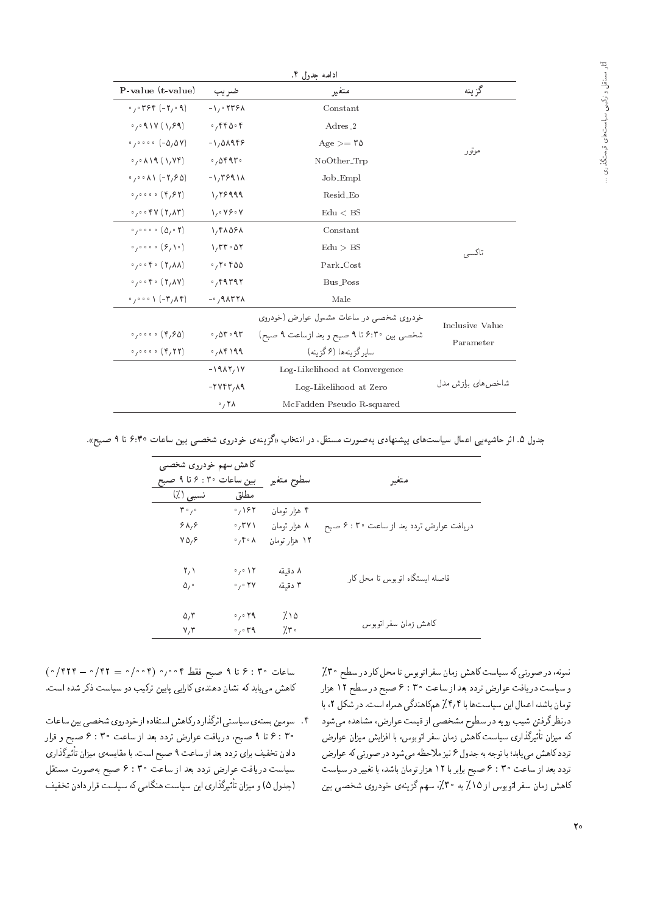ادامه جدول ۴.

| گزینه | متغیر | ضریب | P-value (t-value) |
|---|---|---|---|
| موتور | Constant | -۱٫۰۲۳۶۸ | ۰٫۰۳۶۴ (-۲٫۰۹) |
| | Adres_2 | ۰٫۴۴۵۰۴ | ۰٫۰۹۱۷ (۱٫۶۹) |
| | Age >= ۳۵ | -۱٫۵۸۹۴۶ | ۰٫۰۰۰۰ (-۵٫۵۷) |
| | NoOther_Trp | ۰٫۵۴۹۳۰ | ۰٫۰۸۱۹ (۱٫۷۴) |
| | Job_Empl | -۱٫۳۶۹۱۸ | ۰٫۰۰۸۱ (-۲٫۶۵) |
| | Resid_Eo | ۱٫۲۶۹۹۹ | ۰٫۰۰۰۰ (۴٫۶۲) |
| | Edu < BS | ۱٫۰۷۶۰۷ | ۰٫۰۰۴۷ (۲٫۸۳) |
| تاکسی | Constant | ۱٫۴۸۵۶۸ | ۰٫۰۰۰۰ (۵٫۰۲) |
| | Edu > BS | ۱٫۳۳۰۵۲ | ۰٫۰۰۰۰ (۶٫۱۰) |
| | Park_Cost | ۰٫۲۰۴۵۵ | ۰٫۰۰۴۰ (۲٫۸۸) |
| | Bus_Poss | ۰٫۶۹۳۹۲ | ۰٫۰۰۴۰ (۲٫۸۷) |
| | Male | -۰٫۹۸۳۲۸ | ۰٫۰۰۰۱ (-۳٫۸۴) |
| Inclusive Value Parameter | خودروی شخصی در ساعات مشمول عوارض (خودروی شخصی بین ۶:۳۰ تا ۹ صبح و بعد از ساعت ۹ صبح) | ۰٫۵۳۰۹۳ | ۰٫۰۰۰۰ (۴٫۶۵) |
| | سایر گزینه‌ها (۶ گزینه) | ۰٫۸۴۱۹۹ | ۰٫۰۰۰۰ (۴٫۲۲) |
| شاخص‌های برازش مدل | Log-Likelihood at Convergence | -۱۹۸۲٫۱۷ | |
| | Log-Likelihood at Zero | -۲۷۴۳٫۸۹ | |
| | McFadden Pseudo R-squared | ۰٫۲۸ | |

جدول ۵. اثر حاشیه‌یی اعمال سیاست‌های پیشنهادی به‌صورت مستقل، در انتخاب «گزینه‌ی خودروی شخصی بین ساعات ۶:۳۰ تا ۹ صبح».

| متغیر | سطوح متغیر | کاهش سهم خودروی شخصی بین ساعات ۶:۳۰ تا ۹ صبح | |
|---|---|---|---|
| | | مطلق | نسبی (٪) |
| دریافت عوارض تردد بعد از ساعت ۶:۳۰ صبح | ۴ هزار تومان | ۰٫۱۶۲ | ۳۰٫۰ |
| | ۸ هزار تومان | ۰٫۳۷۱ | ۶۸٫۶ |
| | ۱۲ هزار تومان | ۰٫۴۰۸ | ۷۵٫۶ |
| فاصله ایستگاه اتوبوس تا محل کار | ۸ دقیقه | ۰٫۰۱۲ | ۲٫۱ |
| | ۳ دقیقه | ۰٫۰۲۷ | ۵٫۰ |
| کاهش زمان سفر اتوبوس | ٪۱۵ | ۰٫۰۲۹ | ۵٫۳ |
| | ٪۳۰ | ۰٫۰۳۹ | ۷٫۳ |

نمونه، درصورتی که سیاست کاهش زمان سفر اتوبوس تا محل کار در سطح ٪۳۰ و سیاست دریافت عوارض تردد بعد از ساعت ۶:۳۰ صبح در سطح ۱۲ هزار تومان باشد، اعمال این سیاست‌ها با ٪۴٫۴ هم‌کاهندگی همراه است. در شکل ۲، با درنظر گرفتن شیب رویه در سطوح مشخصی از قیمت عوارض، مشاهده می‌شود که میزان تأثیرگذاری سیاست کاهش زمان سفر اتوبوس، با افزایش میزان عوارض تردد کاهش می‌یابد؛ با توجه به جدول ۶ نیز ملاحظه می‌شود در صورتی که عوارض تردد بعد از ساعت ۶:۳۰ صبح برابر با ۱۲ هزار تومان باشد، با تغییر در سیاست کاهش زمان سفر اتوبوس از ٪۱۵ به ٪۳۰، سهم گزینه‌ی خودروی شخصی بین ساعات ۶:۳۰ تا ۹ صبح فقط ۰٫۰۰۴ $(0/004 = 0/42 - 0/424)$ کاهش می‌یابد که نشان دهنده‌ی کارایی پایین ترکیب این دو سیاست ذکر شده است.

۴. سومین بسته‌ی سیاستی اثرگذار در کاهش استفاده از خودروی شخصی بین ساعات ۶:۳۰ تا ۹ صبح، دریافت عوارض تردد بعد از ساعت ۶:۳۰ صبح و قرار دادن تخفیف برای تردد بعد از ساعت ۹ صبح است. با مقایسه‌ی میزان تأثیرگذاری سیاست دریافت عوارض تردد بعد از ساعت ۶:۳۰ صبح به‌صورت مستقل (جدول ۵) و میزان تأثیرگذاری این سیاست هنگامی که سیاست قرار دادن تخفیف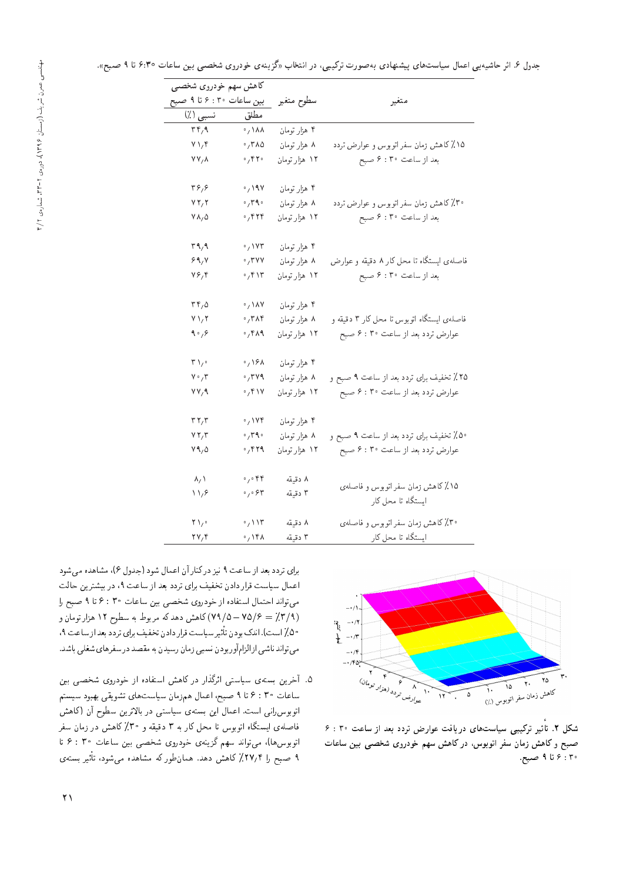جدول ۶. اثر حاشیه‌یی اعمال سیاست‌های پیشنهادی به‌صورت ترکیبی، در انتخاب «گزینه‌ی خودروی شخصی بین ساعات ۶:۳۰ تا ۹ صبح».

| متغیر | سطوح متغیر | کاهش سهم خودروی شخصی بین ساعات ۶:۳۰ تا ۹ صبح | |
|---|---|---|---|
| | | مطلق | نسبی (٪) |
| ۱۵٪ کاهش زمان سفر اتوبوس و عوارض تردد بعد از ساعت ۶:۳۰ صبح | ۴ هزار تومان | ۰٫۱۸۸ | ۳۴٫۹ |
| | ۸ هزار تومان | ۰٫۳۸۵ | ۷۱٫۴ |
| | ۱۲ هزار تومان | ۰٫۴۲۰ | ۷۷٫۸ |
| ۳۰٪ کاهش زمان سفر اتوبوس و عوارض تردد بعد از ساعت ۶:۳۰ صبح | ۴ هزار تومان | ۰٫۱۹۷ | ۳۶٫۶ |
| | ۸ هزار تومان | ۰٫۳۹۰ | ۷۲٫۲ |
| | ۱۲ هزار تومان | ۰٫۴۲۴ | ۷۸٫۵ |
| فاصله‌ی ایستگاه تا محل کار ۸ دقیقه و عوارض بعد از ساعت ۶:۳۰ صبح | ۴ هزار تومان | ۰٫۱۷۳ | ۳۹٫۹ |
| | ۸ هزار تومان | ۰٫۳۷۷ | ۶۹٫۷ |
| | ۱۲ هزار تومان | ۰٫۴۱۳ | ۷۶٫۴ |
| فاصله‌ی ایستگاه اتوبوس تا محل کار ۳ دقیقه و عوارض تردد بعد از ساعت ۶:۳۰ صبح | ۴ هزار تومان | ۰٫۱۸۷ | ۳۴٫۵ |
| | ۸ هزار تومان | ۰٫۳۸۴ | ۷۱٫۲ |
| | ۱۲ هزار تومان | ۰٫۴۸۹ | ۹۰٫۶ |
| ۲۵٪ تخفیف برای تردد بعد از ساعت ۹ صبح و عوارض تردد بعد از ساعت ۶:۳۰ صبح | ۴ هزار تومان | ۰٫۱۶۸ | ۳۱٫۰ |
| | ۸ هزار تومان | ۰٫۳۷۹ | ۷۰٫۳ |
| | ۱۲ هزار تومان | ۰٫۴۱۷ | ۷۷٫۹ |
| ۵۰٪ تخفیف برای تردد بعد از ساعت ۹ صبح و عوارض تردد بعد از ساعت ۶:۳۰ صبح | ۴ هزار تومان | ۰٫۱۷۴ | ۳۲٫۳ |
| | ۸ هزار تومان | ۰٫۳۹۰ | ۷۲٫۳ |
| | ۱۲ هزار تومان | ۰٫۴۲۹ | ۷۹٫۵ |
| ۱۵٪ کاهش زمان سفر اتوبوس و فاصله‌ی ایستگاه تا محل کار | ۸ دقیقه | ۰٫۰۴۴ | ۸٫۱ |
| | ۳ دقیقه | ۰٫۰۶۳ | ۱۱٫۶ |
| ۳۰٪ کاهش زمان سفر اتوبوس و فاصله‌ی ایستگاه تا محل کار | ۸ دقیقه | ۰٫۱۱۳ | ۲۱٫۰ |
| | ۳ دقیقه | ۰٫۱۴۸ | ۲۷٫۴ |

شکل ۲. تأثیر ترکیبی سیاست‌های دریافت عوارض تردد بعد از ساعت ۶:۳۰ صبح و کاهش زمان سفر اتوبوس، در کاهش سهم خودروی شخصی بین ساعات ۶:۳۰ تا ۹ صبح.

برای تردد بعد از ساعت ۹ نیز در کنار آن اعمال شود (جدول ۶)، مشاهده می‌شود اعمال سیاست قرار دادن تخفیف برای تردد بعد از ساعت ۹، در بیشترین حالت می‌تواند احتمال استفاده از خودروی شخصی بین ساعات ۶:۳۰ تا ۹ صبح را (۳/۹٪ = ۷۵/۶ − ۷۹/۵) کاهش دهد که مربوط به سطوح ۱۲ هزار تومان و ۵۰٪ است). اندک بودن تأثیر سیاست قرار دادن تخفیف برای تردد بعد از ساعت ۹، می‌تواند ناشی از الزام‌آور بودن نسبی زمان رسیدن به مقصد در سفرهای شغلی باشد.

۵. آخرین بسته‌ی سیاستی اثرگذار در کاهش استفاده از خودروی شخصی بین ساعات ۶:۳۰ تا ۹ صبح، اعمال هم‌زمان سیاست‌های تشویقی بهبود سیستم اتوبوس‌رانی است. اعمال این بسته‌ی سیاستی در بالاترین سطوح آن (کاهش فاصله‌ی ایستگاه اتوبوس تا محل کار به ۳ دقیقه و ۳۰٪ کاهش در زمان سفر اتوبوس‌ها)، می‌تواند سهم گزینه‌ی خودروی شخصی بین ساعات ۶:۳۰ تا ۹ صبح را ۲۷٫۴٪ کاهش دهد. همان‌طور که مشاهده می‌شود، تأثیر بسته‌ی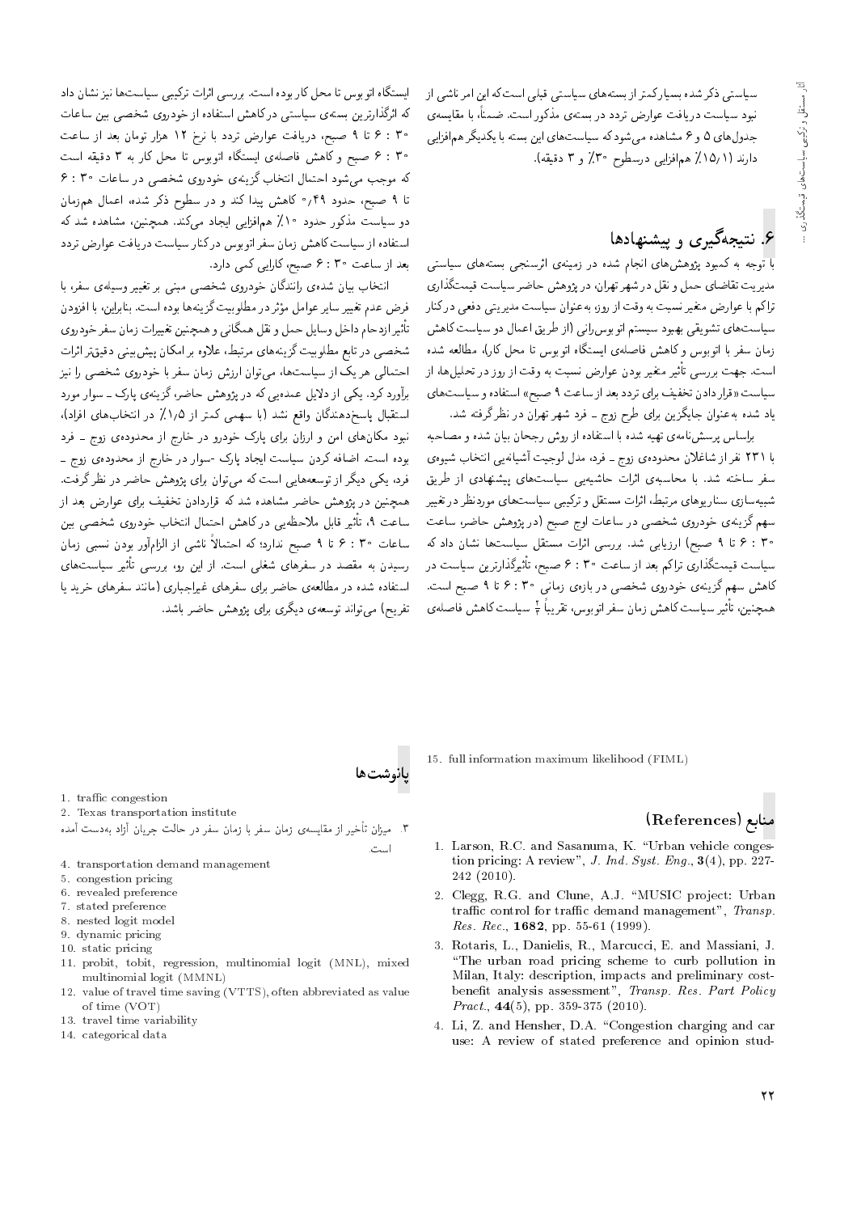سیاستی ذکر شده بسیار کمتر از بسته‌های سیاستی قبلی است که این امر ناشی از نبود سیاست دریافت عوارض تردد در بسته‌ی مذکور است. ضمناً، با مقایسه‌ی جدول‌های ۵ و ۶ مشاهده می‌شود که سیاست‌های این بسته با یکدیگر هم‌افزایی دارند (۱۵٫۱٪ هم‌افزایی در سطوح ۳۰٪ و ۳ دقیقه).

## ۶. نتیجه‌گیری و پیشنهادها

با توجه به کمبود پژوهش‌های انجام شده در زمینه‌ی اثرسنجی بسته‌های سیاستی مدیریت تقاضای حمل و نقل در شهر تهران، در پژوهش حاضر سیاست قیمت‌گذاری تراکم با عوارض متغیر نسبت به وقت از روز، به‌عنوان سیاست مدیریتی دفعی در کنار سیاست‌های تشویقی بهبود سیستم اتوبوس‌رانی (از طریق اعمال دو سیاست کاهش زمان سفر با اتوبوس و کاهش فاصله‌ی ایستگاه اتوبوس تا محل کار)، مطالعه شده است. جهت بررسی تأثیر متغیر بودن عوارض نسبت به وقت از روز در تحلیل‌ها، از سیاست «قرار دادن تخفیف برای تردد بعد از ساعت ۹ صبح» استفاده و سیاست‌های یاد شده به‌عنوان جایگزین برای طرح زوج ـ فرد شهر تهران در نظر گرفته شد.

براساس پرسش‌نامه‌ی تهیه شده با استفاده از روش رجحان بیان شده و مصاحبه با ۲۳۱ نفر از شاغلان محدوده‌ی زوج ـ فرد، مدل لوجیت آشیانه‌یی انتخاب شیوه‌ی سفر ساخته شد. با محاسبه‌ی اثرات حاشیه‌یی سیاست‌های پیشنهادی از طریق شبیه‌سازی سناریوهای مرتبط، اثرات مستقل و ترکیبی سیاست‌های موردنظر در تغییر سهم گزینه‌ی خودروی شخصی در ساعات اوج صبح (در پژوهش حاضر، ساعت ۶:۳۰ تا ۹ صبح) ارزیابی شد. بررسی اثرات مستقل سیاست‌ها نشان داد که سیاست قیمت‌گذاری تراکم بعد از ساعت ۶:۳۰ صبح، تأثیرگذارترین سیاست در کاهش سهم گزینه‌ی خودروی شخصی در بازه‌ی زمانی ۶:۳۰ تا ۹ صبح است. همچنین، تأثیر سیاست کاهش زمان سفر اتوبوس، تقریباً $\frac{۱}{۲}$ سیاست کاهش فاصله‌ی ایستگاه اتوبوس تا محل کار بوده است. بررسی اثرات ترکیبی سیاست‌ها نیز نشان داد که اثرگذارترین بسته‌ی سیاستی در کاهش استفاده از خودروی شخصی بین ساعات ۶:۳۰ تا ۹ صبح، دریافت عوارض تردد با نرخ ۱۲ هزار تومان بعد از ساعت ۶:۳۰ صبح و کاهش فاصله‌ی ایستگاه اتوبوس تا محل کار به ۳ دقیقه است که موجب می‌شود احتمال انتخاب گزینه‌ی خودروی شخصی در ساعات ۶:۳۰ تا ۹ صبح، حدود ۰٫۴۹ کاهش پیدا کند و در سطوح ذکر شده، اعمال هم‌زمان دو سیاست مذکور حدود ۱۰٪ هم‌افزایی ایجاد می‌کند. همچنین، مشاهده شد که استفاده از سیاست کاهش زمان سفر اتوبوس در کنار سیاست دریافت عوارض تردد بعد از ساعت ۶:۳۰ صبح، کارایی کمی دارد.

انتخاب بیان شده‌ی رانندگان خودروی شخصی مبنی بر تغییر وسیله‌ی سفر، با فرض عدم تغییر سایر عوامل مؤثر در مطلوبیت گزینه‌ها بوده است. بنابراین، با افزودن تأثیر ازدحام داخل وسایل حمل و نقل همگانی و همچنین تغییرات زمان سفر خودروی شخصی در تابع مطلوبیت گزینه‌های مرتبط، علاوه بر امکان پیش‌بینی دقیق‌تر اثرات احتمالی هر یک از سیاست‌ها، می‌توان ارزش زمان سفر با خودروی شخصی را نیز برآورد کرد. یکی از دلایل عمده‌یی که در پژوهش حاضر، گزینه‌ی پارک ـ سوار مورد استقبال پاسخ‌دهندگان واقع نشد (با سهمی کمتر از ۱٫۵٪ در انتخاب‌های افراد)، نبود مکان‌های امن و ارزان برای پارک خودرو در خارج از محدوده‌ی زوج ـ فرد بوده است. اضافه کردن سیاست ایجاد پارک -سوار در خارج از محدوده‌ی زوج ـ فرد، یکی دیگر از توسعه‌هایی است که می‌توان برای پژوهش حاضر در نظر گرفت. همچنین در پژوهش حاضر مشاهده شد که قراردادن تخفیف برای عوارض بعد از ساعت ۹، تأثیر قابل ملاحظه‌یی در کاهش احتمال انتخاب خودروی شخصی بین ساعات ۶:۳۰ تا ۹ صبح ندارد؛ که احتمالاً ناشی از الزام‌آور بودن نسبی زمان رسیدن به مقصد در سفرهای شغلی است. از این رو، بررسی تأثیر سیاست‌های استفاده شده در مطالعه‌ی حاضر برای سفرهای غیراجباری (مانند سفرهای خرید یا تفریح) می‌تواند توسعه‌ی دیگری برای پژوهش حاضر باشد.

## پانوشت‌ها

1. traffic congestion
2. Texas transportation institute
3. میزان تأخیر از مقایسه‌ی زمان سفر با زمان سفر در حالت جریان آزاد به‌دست آمده است.
4. transportation demand management
5. congestion pricing
6. revealed preference
7. stated preference
8. nested logit model
9. dynamic pricing
10. static pricing
11. probit, tobit, regression, multinomial logit (MNL), mixed multinomial logit (MMNL)
12. value of travel time saving (VTTS), often abbreviated as value of time (VOT)
13. travel time variability
14. categorical data
15. full information maximum likelihood (FIML)

## منابع (References)

1. Larson, R.C. and Sasanuma, K. "Urban vehicle congestion pricing: A review", *J. Ind. Syst. Eng.*, **3**(4), pp. 227-242 (2010).
2. Clegg, R.G. and Clune, A.J. "MUSIC project: Urban traffic control for traffic demand management", *Transp. Res. Rec.*, **1682**, pp. 55-61 (1999).
3. Rotaris, L., Danielis, R., Marcucci, E. and Massiani, J. "The urban road pricing scheme to curb pollution in Milan, Italy: description, impacts and preliminary cost-benefit analysis assessment", *Transp. Res. Part Policy Pract.*, **44**(5), pp. 359-375 (2010).
4. Li, Z. and Hensher, D.A. "Congestion charging and car use: A review of stated preference and opinion stud-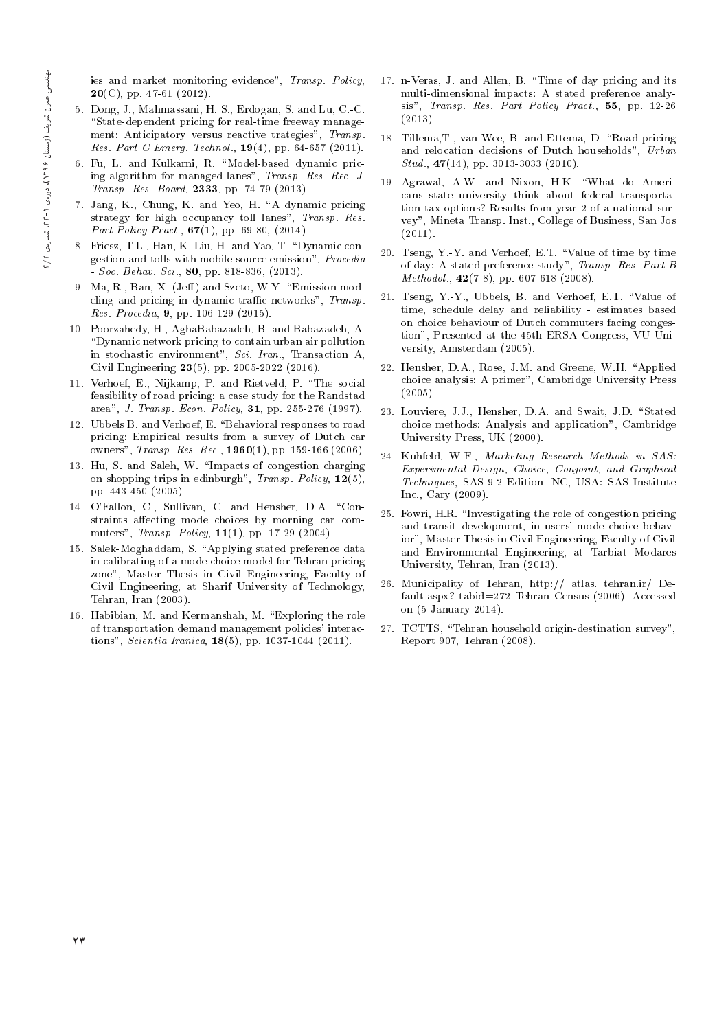ies and market monitoring evidence", *Transp. Policy*, **20**(C), pp. 47-61 (2012).

5. Dong, J., Mahmassani, H. S., Erdogan, S. and Lu, C.-C. "State-dependent pricing for real-time freeway management: Anticipatory versus reactive trategies", *Transp. Res. Part C Emerg. Technol.*, **19**(4), pp. 64-657 (2011).

6. Fu, L. and Kulkarni, R. "Model-based dynamic pricing algorithm for managed lanes", *Transp. Res. Rec. J. Transp. Res. Board*, **2333**, pp. 74-79 (2013).

7. Jang, K., Chung, K. and Yeo, H. "A dynamic pricing strategy for high occupancy toll lanes", *Transp. Res. Part Policy Pract.*, **67**(1), pp. 69-80, (2014).

8. Friesz, T.L., Han, K. Liu, H. and Yao, T. "Dynamic congestion and tolls with mobile source emission", *Procedia - Soc. Behav. Sci.*, **80**, pp. 818-836, (2013).

9. Ma, R., Ban, X. (Jeff) and Szeto, W.Y. "Emission modeling and pricing in dynamic traffic networks", *Transp. Res. Procedia*, **9**, pp. 106-129 (2015).

10. Poorzahedy, H., AghaBabazadeh, B. and Babazadeh, A. "Dynamic network pricing to contain urban air pollution in stochastic environment", *Sci. Iran.*, Transaction A, Civil Engineering **23**(5), pp. 2005-2022 (2016).

11. Verhoef, E., Nijkamp, P. and Rietveld, P. "The social feasibility of road pricing: a case study for the Randstad area", *J. Transp. Econ. Policy*, **31**, pp. 255-276 (1997).

12. Ubbels B. and Verhoef, E. "Behavioral responses to road pricing: Empirical results from a survey of Dutch car owners", *Transp. Res. Rec.*, **1960**(1), pp. 159-166 (2006).

13. Hu, S. and Saleh, W. "Impacts of congestion charging on shopping trips in edinburgh", *Transp. Policy*, **12**(5), pp. 443-450 (2005).

14. O'Fallon, C., Sullivan, C. and Hensher, D.A. "Constraints affecting mode choices by morning car commuters", *Transp. Policy*, **11**(1), pp. 17-29 (2004).

15. Salek-Moghaddam, S. "Applying stated preference data in calibrating of a mode choice model for Tehran pricing zone", Master Thesis in Civil Engineering, Faculty of Civil Engineering, at Sharif University of Technology, Tehran, Iran (2003).

16. Habibian, M. and Kermanshah, M. "Exploring the role of transportation demand management policies' interactions", *Scientia Iranica*, **18**(5), pp. 1037-1044 (2011).

17. n-Veras, J. and Allen, B. "Time of day pricing and its multi-dimensional impacts: A stated preference analysis", *Transp. Res. Part Policy Pract.*, **55**, pp. 12-26 (2013).

18. Tillema,T., van Wee, B. and Ettema, D. "Road pricing and relocation decisions of Dutch households", *Urban Stud.*, **47**(14), pp. 3013-3033 (2010).

19. Agrawal, A.W. and Nixon, H.K. "What do Americans state university think about federal transportation tax options? Results from year 2 of a national survey", Mineta Transp. Inst., College of Business, San Jos (2011).

20. Tseng, Y.-Y. and Verhoef, E.T. "Value of time by time of day: A stated-preference study", *Transp. Res. Part B Methodol.*, **42**(7-8), pp. 607-618 (2008).

21. Tseng, Y.-Y., Ubbels, B. and Verhoef, E.T. "Value of time, schedule delay and reliability - estimates based on choice behaviour of Dutch commuters facing congestion", Presented at the 45th ERSA Congress, VU University, Amsterdam (2005).

22. Hensher, D.A., Rose, J.M. and Greene, W.H. "Applied choice analysis: A primer", Cambridge University Press (2005).

23. Louviere, J.J., Hensher, D.A. and Swait, J.D. "Stated choice methods: Analysis and application", Cambridge University Press, UK (2000).

24. Kuhfeld, W.F., *Marketing Research Methods in SAS: Experimental Design, Choice, Conjoint, and Graphical Techniques*, SAS-9.2 Edition. NC, USA: SAS Institute Inc., Cary (2009).

25. Fowri, H.R. "Investigating the role of congestion pricing and transit development, in users' mode choice behavior", Master Thesis in Civil Engineering, Faculty of Civil and Environmental Engineering, at Tarbiat Modares University, Tehran, Iran (2013).

26. Municipality of Tehran, http:// atlas. tehran.ir/ Default.aspx? tabid=272 Tehran Census (2006). Accessed on (5 January 2014).

27. TCTTS, "Tehran household origin-destination survey", Report 907, Tehran (2008).